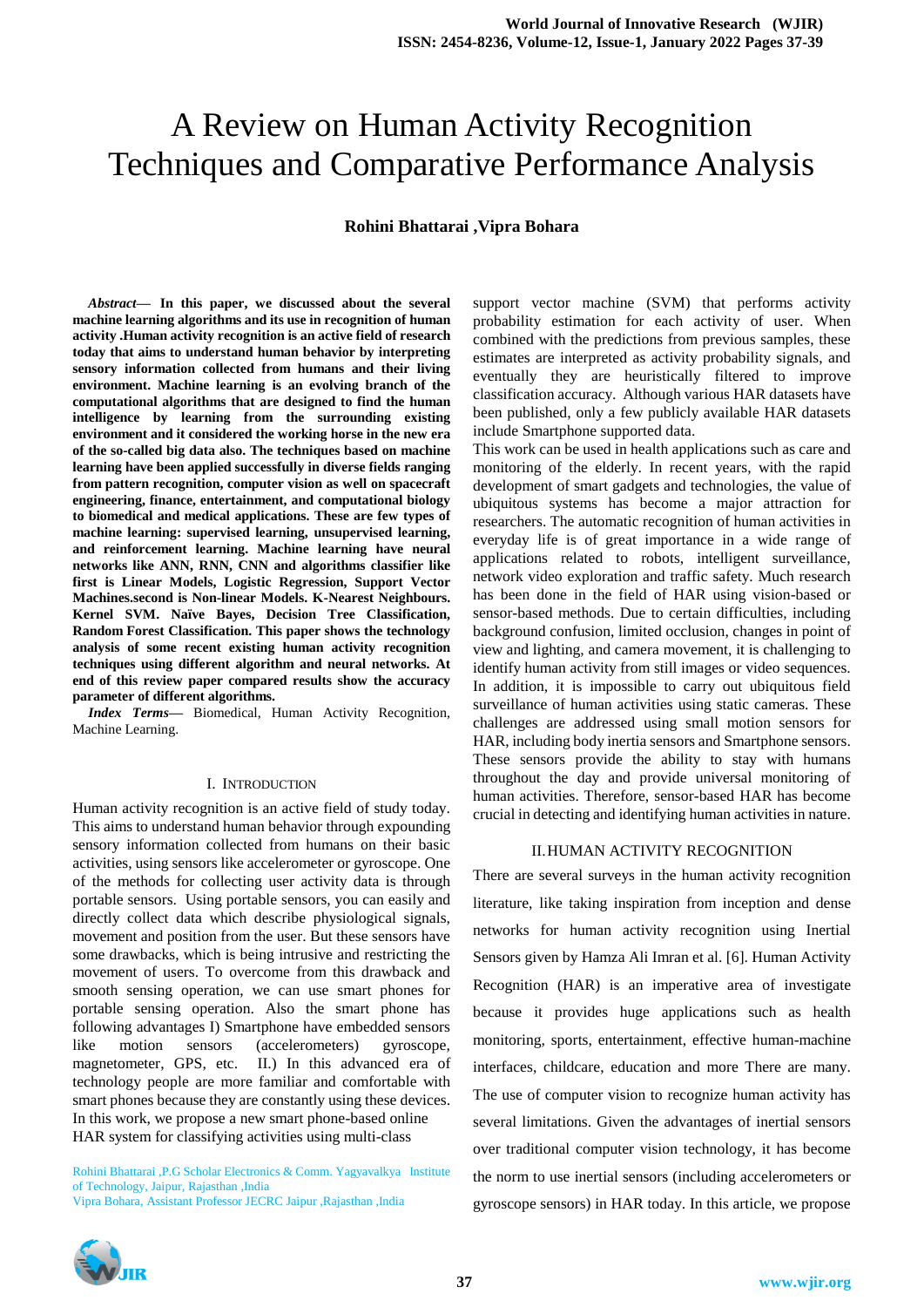# A Review on Human Activity Recognition Techniques and Comparative Performance Analysis

**Rohini Bhattarai ,Vipra Bohara**

***Abstract*— In this paper, we discussed about the several machine learning algorithms and its use in recognition of human activity .Human activity recognition is an active field of research today that aims to understand human behavior by interpreting sensory information collected from humans and their living environment. Machine learning is an evolving branch of the computational algorithms that are designed to find the human intelligence by learning from the surrounding existing environment and it considered the working horse in the new era of the so-called big data also. The techniques based on machine learning have been applied successfully in diverse fields ranging from pattern recognition, computer vision as well on spacecraft engineering, finance, entertainment, and computational biology to biomedical and medical applications. These are few types of machine learning: supervised learning, unsupervised learning, and reinforcement learning. Machine learning have neural networks like ANN, RNN, CNN and algorithms classifier like first is Linear Models, Logistic Regression, Support Vector Machines.second is Non-linear Models. K-Nearest Neighbours. Kernel SVM. Naïve Bayes, Decision Tree Classification, Random Forest Classification. This paper shows the technology analysis of some recent existing human activity recognition techniques using different algorithm and neural networks. At end of this review paper compared results show the accuracy parameter of different algorithms.**

***Index Terms*—** Biomedical, Human Activity Recognition, Machine Learning.

## I. Introduction

Human activity recognition is an active field of study today. This aims to understand human behavior through expounding sensory information collected from humans on their basic activities, using sensors like accelerometer or gyroscope. One of the methods for collecting user activity data is through portable sensors. Using portable sensors, you can easily and directly collect data which describe physiological signals, movement and position from the user. But these sensors have some drawbacks, which is being intrusive and restricting the movement of users. To overcome from this drawback and smooth sensing operation, we can use smart phones for portable sensing operation. Also the smart phone has following advantages I) Smartphone have embedded sensors like motion sensors (accelerometers) gyroscope, magnetometer, GPS, etc. II.) In this advanced era of technology people are more familiar and comfortable with smart phones because they are constantly using these devices. In this work, we propose a new smart phone-based online HAR system for classifying activities using multi-class support vector machine (SVM) that performs activity probability estimation for each activity of user. When combined with the predictions from previous samples, these estimates are interpreted as activity probability signals, and eventually they are heuristically filtered to improve classification accuracy. Although various HAR datasets have been published, only a few publicly available HAR datasets include Smartphone supported data.

This work can be used in health applications such as care and monitoring of the elderly. In recent years, with the rapid development of smart gadgets and technologies, the value of ubiquitous systems has become a major attraction for researchers. The automatic recognition of human activities in everyday life is of great importance in a wide range of applications related to robots, intelligent surveillance, network video exploration and traffic safety. Much research has been done in the field of HAR using vision-based or sensor-based methods. Due to certain difficulties, including background confusion, limited occlusion, changes in point of view and lighting, and camera movement, it is challenging to identify human activity from still images or video sequences. In addition, it is impossible to carry out ubiquitous field surveillance of human activities using static cameras. These challenges are addressed using small motion sensors for HAR, including body inertia sensors and Smartphone sensors. These sensors provide the ability to stay with humans throughout the day and provide universal monitoring of human activities. Therefore, sensor-based HAR has become crucial in detecting and identifying human activities in nature.

## II. Human Activity Recognition

There are several surveys in the human activity recognition literature, like taking inspiration from inception and dense networks for human activity recognition using Inertial Sensors given by Hamza Ali Imran et al. [6]. Human Activity Recognition (HAR) is an imperative area of investigate because it provides huge applications such as health monitoring, sports, entertainment, effective human-machine interfaces, childcare, education and more There are many. The use of computer vision to recognize human activity has several limitations. Given the advantages of inertial sensors over traditional computer vision technology, it has become the norm to use inertial sensors (including accelerometers or gyroscope sensors) in HAR today. In this article, we propose

Rohini Bhattarai ,P.G Scholar Electronics & Comm. Yagyavalkya Institute of Technology, Jaipur, Rajasthan ,India
Vipra Bohara, Assistant Professor JECRC Jaipur ,Rajasthan ,India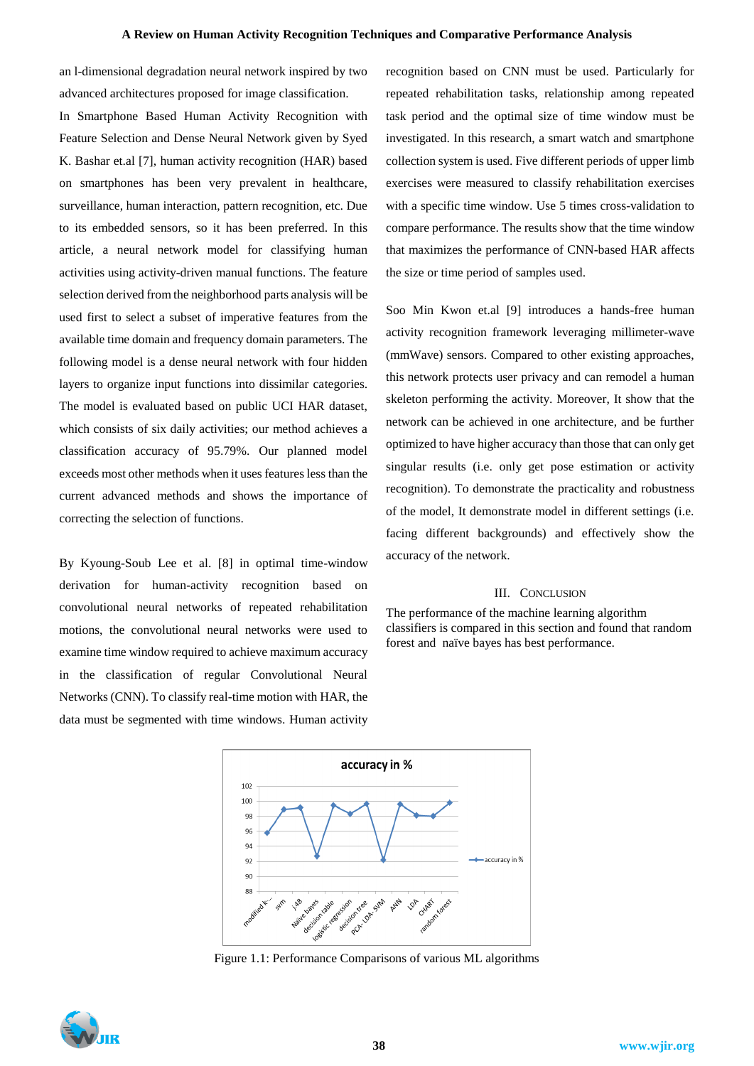an l-dimensional degradation neural network inspired by two advanced architectures proposed for image classification.

In Smartphone Based Human Activity Recognition with Feature Selection and Dense Neural Network given by Syed K. Bashar et.al [7], human activity recognition (HAR) based on smartphones has been very prevalent in healthcare, surveillance, human interaction, pattern recognition, etc. Due to its embedded sensors, so it has been preferred. In this article, a neural network model for classifying human activities using activity-driven manual functions. The feature selection derived from the neighborhood parts analysis will be used first to select a subset of imperative features from the available time domain and frequency domain parameters. The following model is a dense neural network with four hidden layers to organize input functions into dissimilar categories. The model is evaluated based on public UCI HAR dataset, which consists of six daily activities; our method achieves a classification accuracy of 95.79%. Our planned model exceeds most other methods when it uses features less than the current advanced methods and shows the importance of correcting the selection of functions.

By Kyoung-Soub Lee et al. [8] in optimal time-window derivation for human-activity recognition based on convolutional neural networks of repeated rehabilitation motions, the convolutional neural networks were used to examine time window required to achieve maximum accuracy in the classification of regular Convolutional Neural Networks (CNN). To classify real-time motion with HAR, the data must be segmented with time windows. Human activity recognition based on CNN must be used. Particularly for repeated rehabilitation tasks, relationship among repeated task period and the optimal size of time window must be investigated. In this research, a smart watch and smartphone collection system is used. Five different periods of upper limb exercises were measured to classify rehabilitation exercises with a specific time window. Use 5 times cross-validation to compare performance. The results show that the time window that maximizes the performance of CNN-based HAR affects the size or time period of samples used.

Soo Min Kwon et.al [9] introduces a hands-free human activity recognition framework leveraging millimeter-wave (mmWave) sensors. Compared to other existing approaches, this network protects user privacy and can remodel a human skeleton performing the activity. Moreover, It show that the network can be achieved in one architecture, and be further optimized to have higher accuracy than those that can only get singular results (i.e. only get pose estimation or activity recognition). To demonstrate the practicality and robustness of the model, It demonstrate model in different settings (i.e. facing different backgrounds) and effectively show the accuracy of the network.

## III. Conclusion

The performance of the machine learning algorithm classifiers is compared in this section and found that random forest and naïve bayes has best performance.

Figure 1.1: Performance Comparisons of various ML algorithms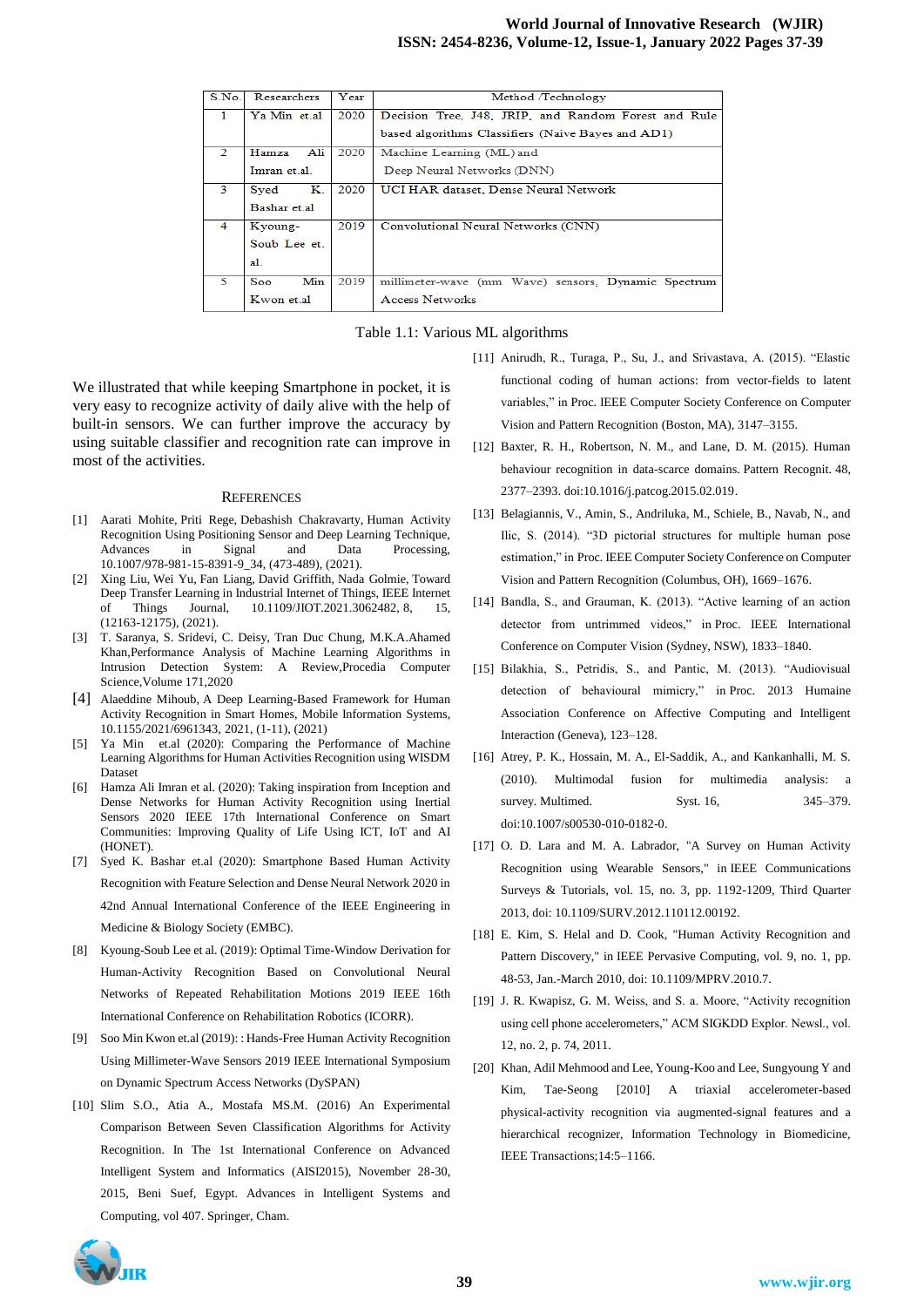| S.No. | Researchers | Year | Method /Technology |
|---|---|---|---|
| 1 | Ya Min et.al | 2020 | Decision Tree, J48, JRIP, and Random Forest and Rule based algorithms Classifiers (Naive Bayes and AD1) |
| 2 | Hamza Ali Imran et.al. | 2020 | Machine Learning (ML) and Deep Neural Networks (DNN) |
| 3 | Syed K. Bashar et.al | 2020 | UCI HAR dataset, Dense Neural Network |
| 4 | Kyoung-Soub Lee et. al. | 2019 | Convolutional Neural Networks (CNN) |
| 5 | Soo Min Kwon et.al | 2019 | millimeter-wave (mm Wave) sensors, Dynamic Spectrum Access Networks |

Table 1.1: Various ML algorithms

We illustrated that while keeping Smartphone in pocket, it is very easy to recognize activity of daily alive with the help of built-in sensors. We can further improve the accuracy by using suitable classifier and recognition rate can improve in most of the activities.

## REFERENCES

[1] Aarati Mohite, Priti Rege, Debashish Chakravarty, Human Activity Recognition Using Positioning Sensor and Deep Learning Technique, Advances in Signal and Data Processing, 10.1007/978-981-15-8391-9_34, (473-489), (2021).

[2] Xing Liu, Wei Yu, Fan Liang, David Griffith, Nada Golmie, Toward Deep Transfer Learning in Industrial Internet of Things, IEEE Internet of Things Journal, 10.1109/JIOT.2021.3062482, 8, 15, (12163-12175), (2021).

[3] T. Saranya, S. Sridevi, C. Deisy, Tran Duc Chung, M.K.A.Ahamed Khan,Performance Analysis of Machine Learning Algorithms in Intrusion Detection System: A Review,Procedia Computer Science,Volume 171,2020

[4] Alaeddine Mihoub, A Deep Learning-Based Framework for Human Activity Recognition in Smart Homes, Mobile Information Systems, 10.1155/2021/6961343, 2021, (1-11), (2021)

[5] Ya Min et.al (2020): Comparing the Performance of Machine Learning Algorithms for Human Activities Recognition using WISDM Dataset

[6] Hamza Ali Imran et al. (2020): Taking inspiration from Inception and Dense Networks for Human Activity Recognition using Inertial Sensors 2020 IEEE 17th International Conference on Smart Communities: Improving Quality of Life Using ICT, IoT and AI (HONET).

[7] Syed K. Bashar et.al (2020): Smartphone Based Human Activity Recognition with Feature Selection and Dense Neural Network 2020 in 42nd Annual International Conference of the IEEE Engineering in Medicine & Biology Society (EMBC).

[8] Kyoung-Soub Lee et al. (2019): Optimal Time-Window Derivation for Human-Activity Recognition Based on Convolutional Neural Networks of Repeated Rehabilitation Motions 2019 IEEE 16th International Conference on Rehabilitation Robotics (ICORR).

[9] Soo Min Kwon et.al (2019): : Hands-Free Human Activity Recognition Using Millimeter-Wave Sensors 2019 IEEE International Symposium on Dynamic Spectrum Access Networks (DySPAN)

[10] Slim S.O., Atia A., Mostafa MS.M. (2016) An Experimental Comparison Between Seven Classification Algorithms for Activity Recognition. In The 1st International Conference on Advanced Intelligent System and Informatics (AISI2015), November 28-30, 2015, Beni Suef, Egypt. Advances in Intelligent Systems and Computing, vol 407. Springer, Cham.

[11] Anirudh, R., Turaga, P., Su, J., and Srivastava, A. (2015). "Elastic functional coding of human actions: from vector-fields to latent variables," in Proc. IEEE Computer Society Conference on Computer Vision and Pattern Recognition (Boston, MA), 3147–3155.

[12] Baxter, R. H., Robertson, N. M., and Lane, D. M. (2015). Human behaviour recognition in data-scarce domains. Pattern Recognit. 48, 2377–2393. doi:10.1016/j.patcog.2015.02.019.

[13] Belagiannis, V., Amin, S., Andriluka, M., Schiele, B., Navab, N., and Ilic, S. (2014). "3D pictorial structures for multiple human pose estimation," in Proc. IEEE Computer Society Conference on Computer Vision and Pattern Recognition (Columbus, OH), 1669–1676.

[14] Bandla, S., and Grauman, K. (2013). "Active learning of an action detector from untrimmed videos," in Proc. IEEE International Conference on Computer Vision (Sydney, NSW), 1833–1840.

[15] Bilakhia, S., Petridis, S., and Pantic, M. (2013). "Audiovisual detection of behavioural mimicry," in Proc. 2013 Humaine Association Conference on Affective Computing and Intelligent Interaction (Geneva), 123–128.

[16] Atrey, P. K., Hossain, M. A., El-Saddik, A., and Kankanhalli, M. S. (2010). Multimodal fusion for multimedia analysis: a survey. Multimed. Syst. 16, 345–379. doi:10.1007/s00530-010-0182-0.

[17] O. D. Lara and M. A. Labrador, "A Survey on Human Activity Recognition using Wearable Sensors," in IEEE Communications Surveys & Tutorials, vol. 15, no. 3, pp. 1192-1209, Third Quarter 2013, doi: 10.1109/SURV.2012.110112.00192.

[18] E. Kim, S. Helal and D. Cook, "Human Activity Recognition and Pattern Discovery," in IEEE Pervasive Computing, vol. 9, no. 1, pp. 48-53, Jan.-March 2010, doi: 10.1109/MPRV.2010.7.

[19] J. R. Kwapisz, G. M. Weiss, and S. a. Moore, "Activity recognition using cell phone accelerometers," ACM SIGKDD Explor. Newsl., vol. 12, no. 2, p. 74, 2011.

[20] Khan, Adil Mehmood and Lee, Young-Koo and Lee, Sungyoung Y and Kim, Tae-Seong [2010] A triaxial accelerometer-based physical-activity recognition via augmented-signal features and a hierarchical recognizer, Information Technology in Biomedicine, IEEE Transactions;14:5–1166.